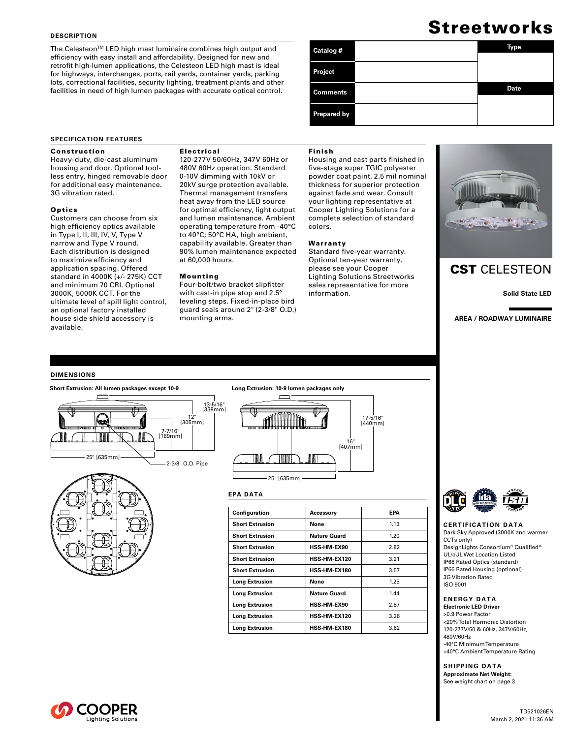# Streetworks

## DESCRIPTION

The Celesteon™ LED high mast luminaire combines high output and efficiency with easy install and affordability. Designed for new and retrofit high-lumen applications, the Celesteon LED high mast is ideal for highways, interchanges, ports, rail yards, container yards, parking lots, correctional facilities, security lighting, treatment plants and other facilities in need of high lumen packages with accurate optical control.

| Catalog # | | Type |
|---|---|---|
| Project | | |
| Comments | | Date |
| Prepared by | | |

## SPECIFICATION FEATURES

### Construction

Heavy-duty, die-cast aluminum housing and door. Optional tool-less entry, hinged removable door for additional easy maintenance. 3G vibration rated.

### Optics

Customers can choose from six high efficiency optics available in Type I, II, III, IV, V, Type V narrow and Type V round. Each distribution is designed to maximize efficiency and application spacing. Offered standard in 4000K (+/- 275K) CCT and minimum 70 CRI. Optional 3000K, 5000K CCT. For the ultimate level of spill light control, an optional factory installed house side shield accessory is available.

### Electrical

120-277V 50/60Hz, 347V 60Hz or 480V 60Hz operation. Standard 0-10V dimming with 10kV or 20kV surge protection available. Thermal management transfers heat away from the LED source for optimal efficiency, light output and lumen maintenance. Ambient operating temperature from -40°C to 40°C; 50°C HA, high ambient, capability available. Greater than 90% lumen maintenance expected at 60,000 hours.

### Mounting

Four-bolt/two bracket slipfitter with cast-in pipe stop and 2.5° leveling steps. Fixed-in-place bird guard seals around 2" (2-3/8" O.D.) mounting arms.

### Finish

Housing and cast parts finished in five-stage super TGIC polyester powder coat paint, 2.5 mil nominal thickness for superior protection against fade and wear. Consult your lighting representative at Cooper Lighting Solutions for a complete selection of standard colors.

### Warranty

Standard five-year warranty. Optional ten-year warranty, please see your Cooper Lighting Solutions Streetworks sales representative for more information.

**CST CELESTEON**

**Solid State LED**

**AREA / ROADWAY LUMINAIRE**

## DIMENSIONS

**Short Extrusion: All lumen packages except 10-9**

13-5/16" [338mm]
12" [305mm]
7-7/16" [189mm]
25" [635mm]
2-3/8" O.D. Pipe

**Long Extrusion: 10-9 lumen packages only**

17-5/16" [440mm]
16" [407mm]
25" [635mm]

## EPA DATA

| Configuration | Accessory | EPA |
|---|---|---|
| Short Extrusion | None | 1.13 |
| Short Extrusion | Nature Guard | 1.20 |
| Short Extrusion | HSS-HM-EX90 | 2.82 |
| Short Extrusion | HSS-HM-EX120 | 3.21 |
| Short Extrusion | HSS-HM-EX180 | 3.57 |
| Long Extrusion | None | 1.25 |
| Long Extrusion | Nature Guard | 1.44 |
| Long Extrusion | HSS-HM-EX90 | 2.87 |
| Long Extrusion | HSS-HM-EX120 | 3.26 |
| Long Extrusion | HSS-HM-EX180 | 3.62 |

## CERTIFICATION DATA

Dark Sky Approved (3000K and warmer CCTs only)
DesignLights Consortium® Qualified*
UL/cUL Wet Location Listed
IP66 Rated Optics (standard)
IP66 Rated Housing (optional)
3G Vibration Rated
ISO 9001

## ENERGY DATA

**Electronic LED Driver**
>0.9 Power Factor
<20% Total Harmonic Distortion
120-277V/50 & 60Hz, 347V/60Hz, 480V/60Hz
-40°C Minimum Temperature
+40°C Ambient Temperature Rating

## SHIPPING DATA

**Approximate Net Weight:**
See weight chart on page 3

COOPER Lighting Solutions

TD521026EN
March 2, 2021 11:36 AM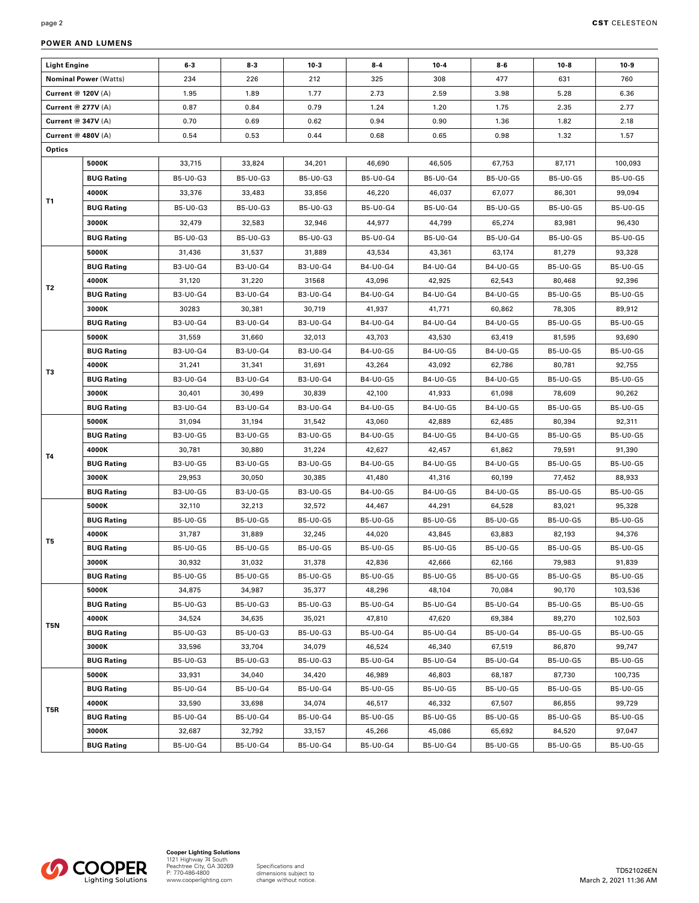## POWER AND LUMENS

| Light Engine | | 6-3 | 8-3 | 10-3 | 8-4 | 10-4 | 8-6 | 10-8 | 10-9 |
|---|---|---|---|---|---|---|---|---|---|
| **Nominal Power** (Watts) | | 234 | 226 | 212 | 325 | 308 | 477 | 631 | 760 |
| **Current @ 120V** (A) | | 1.95 | 1.89 | 1.77 | 2.73 | 2.59 | 3.98 | 5.28 | 6.36 |
| **Current @ 277V** (A) | | 0.87 | 0.84 | 0.79 | 1.24 | 1.20 | 1.75 | 2.35 | 2.77 |
| **Current @ 347V** (A) | | 0.70 | 0.69 | 0.62 | 0.94 | 0.90 | 1.36 | 1.82 | 2.18 |
| **Current @ 480V** (A) | | 0.54 | 0.53 | 0.44 | 0.68 | 0.65 | 0.98 | 1.32 | 1.57 |
| **Optics** | | | | | | | | | |
| T1 | **5000K** | 33,715 | 33,824 | 34,201 | 46,690 | 46,505 | 67,753 | 87,171 | 100,093 |
| | **BUG Rating** | B5-U0-G3 | B5-U0-G3 | B5-U0-G3 | B5-U0-G4 | B5-U0-G4 | B5-U0-G5 | B5-U0-G5 | B5-U0-G5 |
| | **4000K** | 33,376 | 33,483 | 33,856 | 46,220 | 46,037 | 67,077 | 86,301 | 99,094 |
| | **BUG Rating** | B5-U0-G3 | B5-U0-G3 | B5-U0-G3 | B5-U0-G4 | B5-U0-G4 | B5-U0-G5 | B5-U0-G5 | B5-U0-G5 |
| | **3000K** | 32,479 | 32,583 | 32,946 | 44,977 | 44,799 | 65,274 | 83,981 | 96,430 |
| | **BUG Rating** | B5-U0-G3 | B5-U0-G3 | B5-U0-G3 | B5-U0-G4 | B5-U0-G4 | B5-U0-G4 | B5-U0-G5 | B5-U0-G5 |
| T2 | **5000K** | 31,436 | 31,537 | 31,889 | 43,534 | 43,361 | 63,174 | 81,279 | 93,328 |
| | **BUG Rating** | B3-U0-G4 | B3-U0-G4 | B3-U0-G4 | B4-U0-G4 | B4-U0-G4 | B4-U0-G5 | B5-U0-G5 | B5-U0-G5 |
| | **4000K** | 31,120 | 31,220 | 31568 | 43,096 | 42,925 | 62,543 | 80,468 | 92,396 |
| | **BUG Rating** | B3-U0-G4 | B3-U0-G4 | B3-U0-G4 | B4-U0-G4 | B4-U0-G4 | B4-U0-G5 | B5-U0-G5 | B5-U0-G5 |
| | **3000K** | 30283 | 30,381 | 30,719 | 41,937 | 41,771 | 60,862 | 78,305 | 89,912 |
| | **BUG Rating** | B3-U0-G4 | B3-U0-G4 | B3-U0-G4 | B4-U0-G4 | B4-U0-G4 | B4-U0-G5 | B5-U0-G5 | B5-U0-G5 |
| T3 | **5000K** | 31,559 | 31,660 | 32,013 | 43,703 | 43,530 | 63,419 | 81,595 | 93,690 |
| | **BUG Rating** | B3-U0-G4 | B3-U0-G4 | B3-U0-G4 | B4-U0-G5 | B4-U0-G5 | B4-U0-G5 | B5-U0-G5 | B5-U0-G5 |
| | **4000K** | 31,241 | 31,341 | 31,691 | 43,264 | 43,092 | 62,786 | 80,781 | 92,755 |
| | **BUG Rating** | B3-U0-G4 | B3-U0-G4 | B3-U0-G4 | B4-U0-G5 | B4-U0-G5 | B4-U0-G5 | B5-U0-G5 | B5-U0-G5 |
| | **3000K** | 30,401 | 30,499 | 30,839 | 42,100 | 41,933 | 61,098 | 78,609 | 90,262 |
| | **BUG Rating** | B3-U0-G4 | B3-U0-G4 | B3-U0-G4 | B4-U0-G5 | B4-U0-G5 | B4-U0-G5 | B5-U0-G5 | B5-U0-G5 |
| T4 | **5000K** | 31,094 | 31,194 | 31,542 | 43,060 | 42,889 | 62,485 | 80,394 | 92,311 |
| | **BUG Rating** | B3-U0-G5 | B3-U0-G5 | B3-U0-G5 | B4-U0-G5 | B4-U0-G5 | B4-U0-G5 | B5-U0-G5 | B5-U0-G5 |
| | **4000K** | 30,781 | 30,880 | 31,224 | 42,627 | 42,457 | 61,862 | 79,591 | 91,390 |
| | **BUG Rating** | B3-U0-G5 | B3-U0-G5 | B3-U0-G5 | B4-U0-G5 | B4-U0-G5 | B4-U0-G5 | B5-U0-G5 | B5-U0-G5 |
| | **3000K** | 29,953 | 30,050 | 30,385 | 41,480 | 41,316 | 60,199 | 77,452 | 88,933 |
| | **BUG Rating** | B3-U0-G5 | B3-U0-G5 | B3-U0-G5 | B4-U0-G5 | B4-U0-G5 | B4-U0-G5 | B5-U0-G5 | B5-U0-G5 |
| T5 | **5000K** | 32,110 | 32,213 | 32,572 | 44,467 | 44,291 | 64,528 | 83,021 | 95,328 |
| | **BUG Rating** | B5-U0-G5 | B5-U0-G5 | B5-U0-G5 | B5-U0-G5 | B5-U0-G5 | B5-U0-G5 | B5-U0-G5 | B5-U0-G5 |
| | **4000K** | 31,787 | 31,889 | 32,245 | 44,020 | 43,845 | 63,883 | 82,193 | 94,376 |
| | **BUG Rating** | B5-U0-G5 | B5-U0-G5 | B5-U0-G5 | B5-U0-G5 | B5-U0-G5 | B5-U0-G5 | B5-U0-G5 | B5-U0-G5 |
| | **3000K** | 30,932 | 31,032 | 31,378 | 42,836 | 42,666 | 62,166 | 79,983 | 91,839 |
| | **BUG Rating** | B5-U0-G5 | B5-U0-G5 | B5-U0-G5 | B5-U0-G5 | B5-U0-G5 | B5-U0-G5 | B5-U0-G5 | B5-U0-G5 |
| T5N | **5000K** | 34,875 | 34,987 | 35,377 | 48,296 | 48,104 | 70,084 | 90,170 | 103,536 |
| | **BUG Rating** | B5-U0-G3 | B5-U0-G3 | B5-U0-G3 | B5-U0-G4 | B5-U0-G4 | B5-U0-G4 | B5-U0-G5 | B5-U0-G5 |
| | **4000K** | 34,524 | 34,635 | 35,021 | 47,810 | 47,620 | 69,384 | 89,270 | 102,503 |
| | **BUG Rating** | B5-U0-G3 | B5-U0-G3 | B5-U0-G3 | B5-U0-G4 | B5-U0-G4 | B5-U0-G4 | B5-U0-G5 | B5-U0-G5 |
| | **3000K** | 33,596 | 33,704 | 34,079 | 46,524 | 46,340 | 67,519 | 86,870 | 99,747 |
| | **BUG Rating** | B5-U0-G3 | B5-U0-G3 | B5-U0-G3 | B5-U0-G4 | B5-U0-G4 | B5-U0-G4 | B5-U0-G5 | B5-U0-G5 |
| T5R | **5000K** | 33,931 | 34,040 | 34,420 | 46,989 | 46,803 | 68,187 | 87,730 | 100,735 |
| | **BUG Rating** | B5-U0-G4 | B5-U0-G4 | B5-U0-G4 | B5-U0-G5 | B5-U0-G5 | B5-U0-G5 | B5-U0-G5 | B5-U0-G5 |
| | **4000K** | 33,590 | 33,698 | 34,074 | 46,517 | 46,332 | 67,507 | 86,855 | 99,729 |
| | **BUG Rating** | B5-U0-G4 | B5-U0-G4 | B5-U0-G4 | B5-U0-G5 | B5-U0-G5 | B5-U0-G5 | B5-U0-G5 | B5-U0-G5 |
| | **3000K** | 32,687 | 32,792 | 33,157 | 45,266 | 45,086 | 65,692 | 84,520 | 97,047 |
| | **BUG Rating** | B5-U0-G4 | B5-U0-G4 | B5-U0-G4 | B5-U0-G4 | B5-U0-G4 | B5-U0-G5 | B5-U0-G5 | B5-U0-G5 |

**Cooper Lighting Solutions**
1121 Highway 74 South
Peachtree City, GA 30269
P: 770-486-4800
www.cooperlighting.com

Specifications and dimensions subject to change without notice.

TD521026EN
March 2, 2021 11:36 AM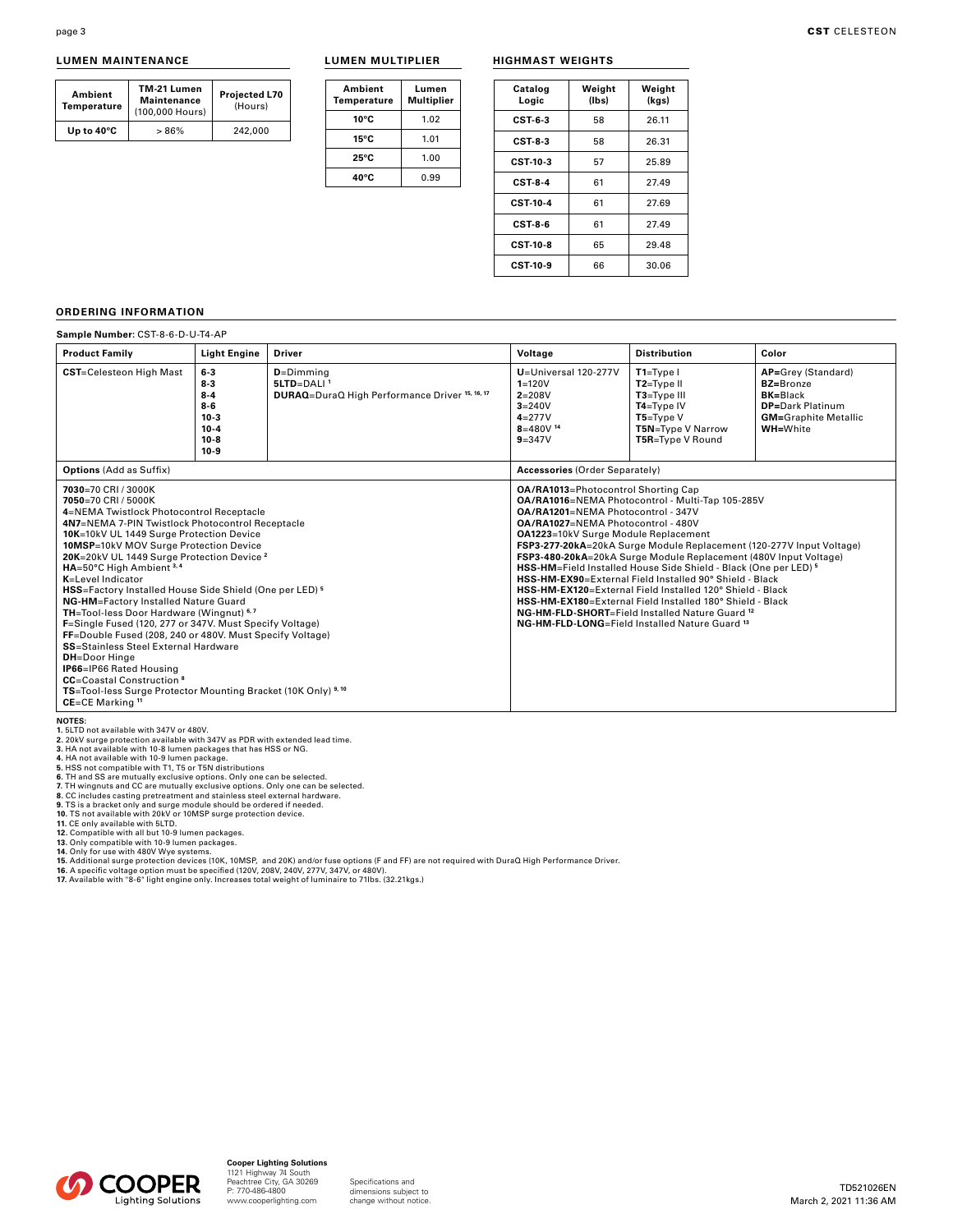## LUMEN MAINTENANCE

| Ambient Temperature | TM-21 Lumen Maintenance (100,000 Hours) | Projected L70 (Hours) |
|---|---|---|
| Up to 40°C | > 86% | 242,000 |

## LUMEN MULTIPLIER

| Ambient Temperature | Lumen Multiplier |
|---|---|
| 10°C | 1.02 |
| 15°C | 1.01 |
| 25°C | 1.00 |
| 40°C | 0.99 |

## HIGHMAST WEIGHTS

| Catalog Logic | Weight (lbs) | Weight (kgs) |
|---|---|---|
| CST-6-3 | 58 | 26.11 |
| CST-8-3 | 58 | 26.31 |
| CST-10-3 | 57 | 25.89 |
| CST-8-4 | 61 | 27.49 |
| CST-10-4 | 61 | 27.69 |
| CST-8-6 | 61 | 27.49 |
| CST-10-8 | 65 | 29.48 |
| CST-10-9 | 66 | 30.06 |

## ORDERING INFORMATION

**Sample Number:** CST-8-6-D-U-T4-AP

| Product Family | Light Engine | Driver | Voltage | Distribution | Color |
|---|---|---|---|---|---|
| **CST**=Celesteon High Mast | **6-3**<br>**8-3**<br>**8-4**<br>**8-6**<br>**10-3**<br>**10-4**<br>**10-8**<br>**10-9** | **D**=Dimming<br>**5LTD**=DALI [1]<br>**DURAQ**=DuraQ High Performance Driver [15, 16, 17] | **U**=Universal 120-277V<br>**1**=120V<br>**2**=208V<br>**3**=240V<br>**4**=277V<br>**8**=480V [14]<br>**9**=347V | **T1**=Type I<br>**T2**=Type II<br>**T3**=Type III<br>**T4**=Type IV<br>**T5**=Type V<br>**T5N**=Type V Narrow<br>**T5R**=Type V Round | **AP**=Grey (Standard)<br>**BZ**=Bronze<br>**BK**=Black<br>**DP**=Dark Platinum<br>**GM**=Graphite Metallic<br>**WH**=White |

| **Options** (Add as Suffix) | **Accessories** (Order Separately) |
|---|---|
| **7030**=70 CRI / 3000K<br>**7050**=70 CRI / 5000K<br>**4**=NEMA Twistlock Photocontrol Receptacle<br>**4N7**=NEMA 7-PIN Twistlock Photocontrol Receptacle<br>**10K**=10kV UL 1449 Surge Protection Device<br>**10MSP**=10kV MOV Surge Protection Device<br>**20K**=20kV UL 1449 Surge Protection Device [2]<br>**HA**=50°C High Ambient [3, 4]<br>**K**=Level Indicator<br>**HSS**=Factory Installed House Side Shield (One per LED) [5]<br>**NG-HM**=Factory Installed Nature Guard<br>**TH**=Tool-less Door Hardware (Wingnut) [6, 7]<br>**F**=Single Fused (120, 277 or 347V. Must Specify Voltage)<br>**FF**=Double Fused (208, 240 or 480V. Must Specify Voltage)<br>**SS**=Stainless Steel External Hardware<br>**DH**=Door Hinge<br>**IP66**=IP66 Rated Housing<br>**CC**=Coastal Construction [8]<br>**TS**=Tool-less Surge Protector Mounting Bracket (10K Only) [9, 10]<br>**CE**=CE Marking [11] | **OA/RA1013**=Photocontrol Shorting Cap<br>**OA/RA1016**=NEMA Photocontrol - Multi-Tap 105-285V<br>**OA/RA1201**=NEMA Photocontrol - 347V<br>**OA/RA1027**=NEMA Photocontrol - 480V<br>**OA1223**=10kV Surge Module Replacement<br>**FSP3-277-20kA**=20kA Surge Module Replacement (120-277V Input Voltage)<br>**FSP3-480-20kA**=20kA Surge Module Replacement (480V Input Voltage)<br>**HSS-HM**=Field Installed House Side Shield - Black (One per LED) [5]<br>**HSS-HM-EX90**=External Field Installed 90° Shield - Black<br>**HSS-HM-EX120**=External Field Installed 120° Shield - Black<br>**HSS-HM-EX180**=External Field Installed 180° Shield - Black<br>**NG-HM-FLD-SHORT**=Field Installed Nature Guard [12]<br>**NG-HM-FLD-LONG**=Field Installed Nature Guard [13] |

**NOTES:**
1. 5LTD not available with 347V or 480V.
2. 20kV surge protection available with 347V as PDR with extended lead time.
3. HA not available with 10-8 lumen packages that has HSS or NG.
4. HA not available with 10-9 lumen package.
5. HSS not compatible with T1, T5 or T5N distributions
6. TH and SS are mutually exclusive options. Only one can be selected.
7. TH wingnuts and CC are mutually exclusive options. Only one can be selected.
8. CC includes casting pretreatment and stainless steel external hardware.
9. TS is a bracket only and surge module should be ordered if needed.
10. TS not available with 20kV or 10MSP surge protection device.
11. CE only available with 5LTD.
12. Compatible with all but 10-9 lumen packages.
13. Only compatible with 10-9 lumen packages.
14. Only for use with 480V Wye systems.
15. Additional surge protection devices (10K, 10MSP, and 20K) and/or fuse options (F and FF) are not required with DuraQ High Performance Driver.
16. A specific voltage option must be specified (120V, 208V, 240V, 277V, 347V, or 480V).
17. Available with "8-6" light engine only. Increases total weight of luminaire to 71lbs. (32.21kgs.)

**Cooper Lighting Solutions**
1121 Highway 74 South
Peachtree City, GA 30269
P: 770-486-4800
www.cooperlighting.com

Specifications and dimensions subject to change without notice.

TD521026EN
March 2, 2021 11:36 AM